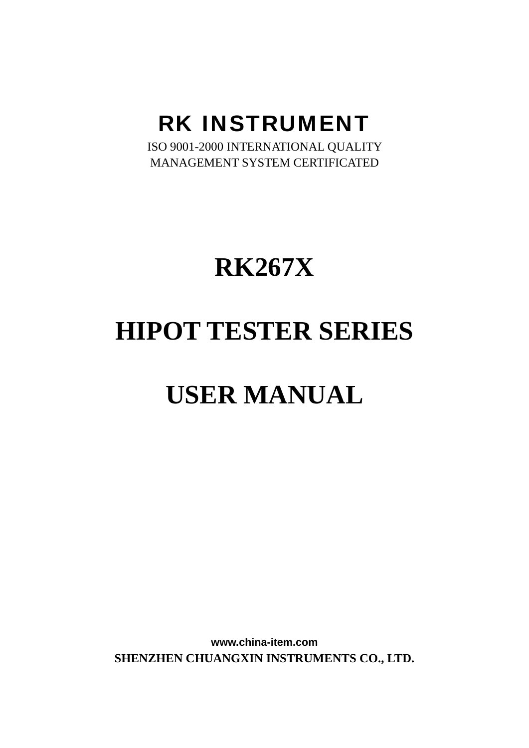# RK INSTRUMENT

ISO 9001-2000 INTERNATIONAL QUALITY
MANAGEMENT SYSTEM CERTIFICATED

# RK267X

# HIPOT TESTER SERIES

# USER MANUAL

**www.china-item.com**

**SHENZHEN CHUANGXIN INSTRUMENTS CO., LTD.**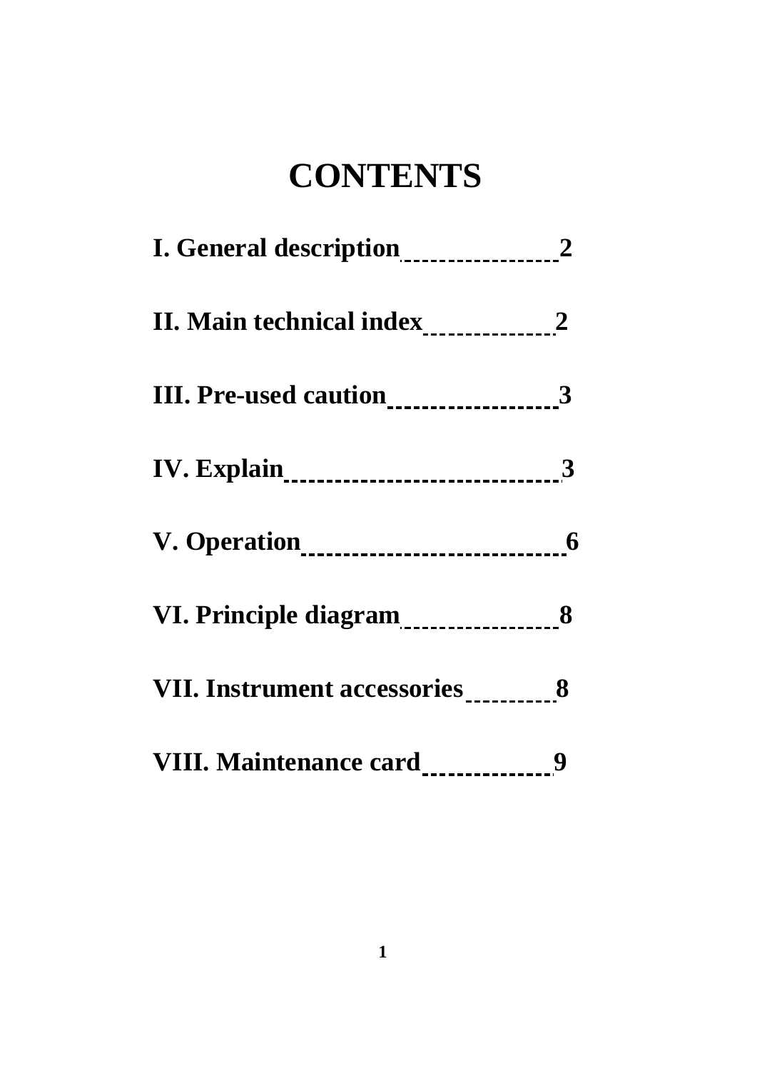# CONTENTS

**I. General description 2**

**II. Main technical index 2**

**III. Pre-used caution 3**

**IV. Explain 3**

**V. Operation 6**

**VI. Principle diagram 8**

**VII. Instrument accessories 8**

**VIII. Maintenance card 9**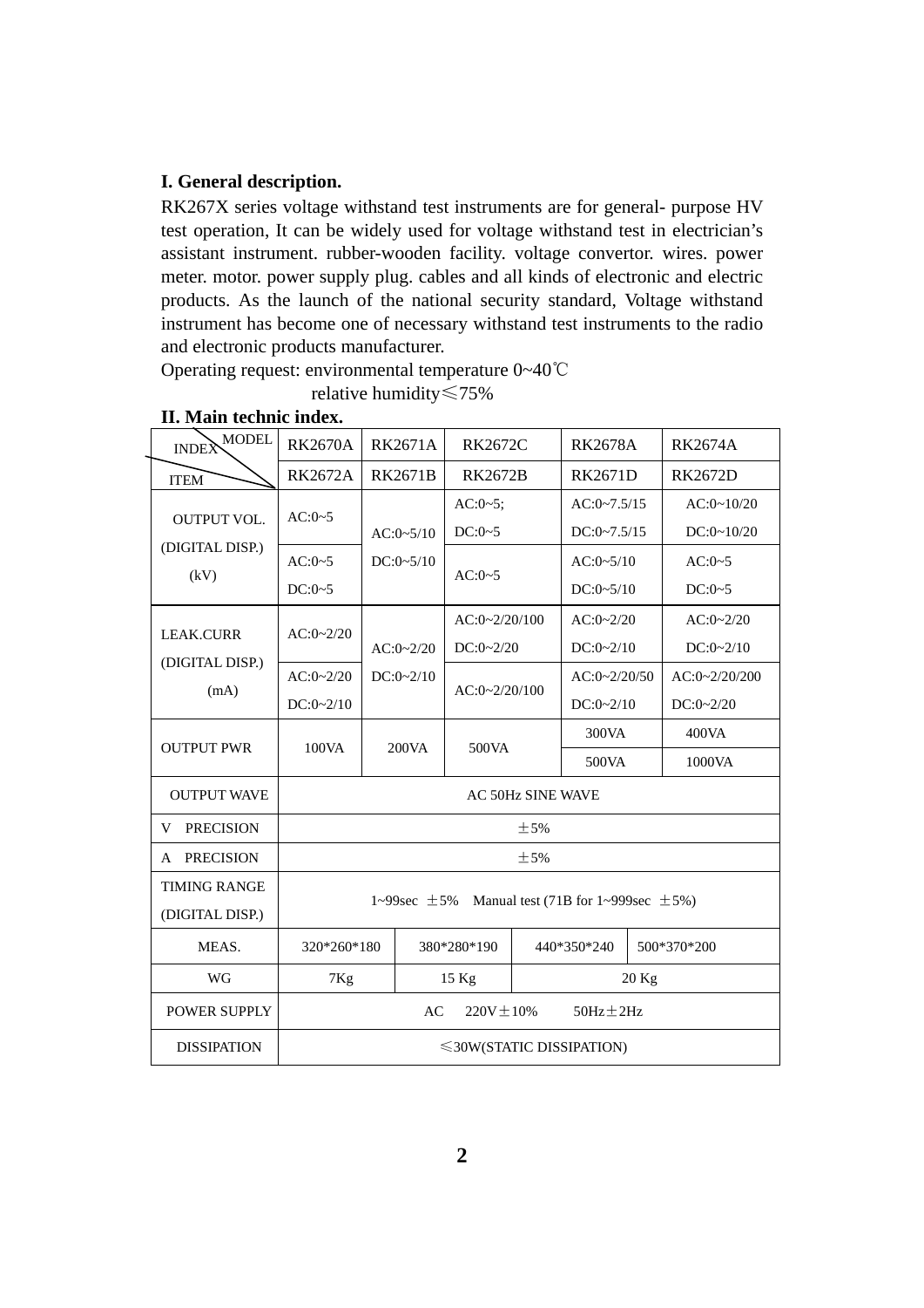**I. General description.**

RK267X series voltage withstand test instruments are for general- purpose HV test operation, It can be widely used for voltage withstand test in electrician's assistant instrument. rubber-wooden facility. voltage convertor. wires. power meter. motor. power supply plug. cables and all kinds of electronic and electric products. As the launch of the national security standard, Voltage withstand instrument has become one of necessary withstand test instruments to the radio and electronic products manufacturer.

Operating request: environmental temperature 0~40℃

relative humidity≤75%

**II. Main technic index.**

| INDEX ITEM \ MODEL | RK2670A | RK2671A | RK2672C | RK2678A | RK2674A |
|---|---|---|---|---|---|
| | RK2672A | RK2671B | RK2672B | RK2671D | RK2672D |
| OUTPUT VOL. (DIGITAL DISP.) (kV) | AC:0~5 | AC:0~5/10 DC:0~5/10 | AC:0~5; DC:0~5 | AC:0~7.5/15 DC:0~7.5/15 | AC:0~10/20 DC:0~10/20 |
| | AC:0~5 DC:0~5 | | AC:0~5 | AC:0~5/10 DC:0~5/10 | AC:0~5 DC:0~5 |
| LEAK.CURR (DIGITAL DISP.) (mA) | AC:0~2/20 | AC:0~2/20 DC:0~2/10 | AC:0~2/20/100 DC:0~2/20 | AC:0~2/20 DC:0~2/10 | AC:0~2/20 DC:0~2/10 |
| | AC:0~2/20 DC:0~2/10 | | AC:0~2/20/100 | AC:0~2/20/50 DC:0~2/10 | AC:0~2/20/200 DC:0~2/20 |
| OUTPUT PWR | 100VA | 200VA | 500VA | 300VA | 400VA |
| | | | | 500VA | 1000VA |
| OUTPUT WAVE | AC 50Hz SINE WAVE | | | | |
| V PRECISION | ±5% | | | | |
| A PRECISION | ±5% | | | | |
| TIMING RANGE (DIGITAL DISP.) | 1~99sec ±5% Manual test (71B for 1~999sec ±5%) | | | | |
| MEAS. | 320*260*180 | 380*280*190 | 440*350*240 | 500*370*200 | |
| WG | 7Kg | 15 Kg | 20 Kg | | |
| POWER SUPPLY | AC 220V±10% 50Hz±2Hz | | | | |
| DISSIPATION | ≤30W(STATIC DISSIPATION) | | | | |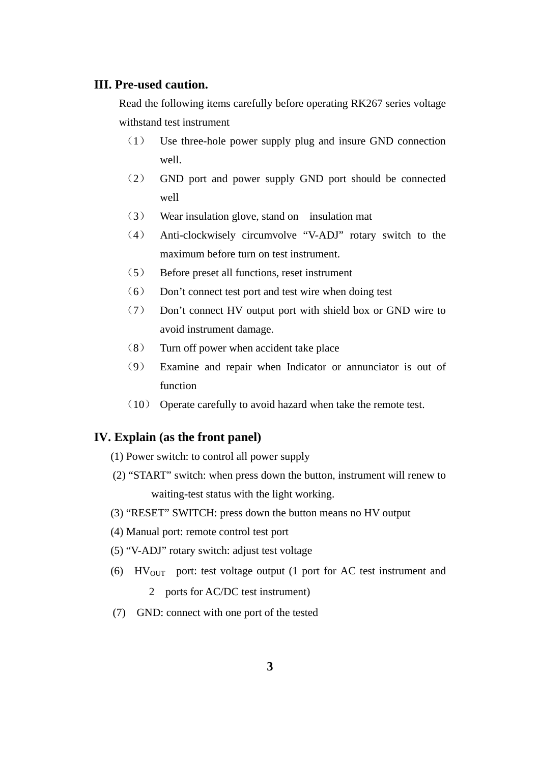## III. Pre-used caution.

Read the following items carefully before operating RK267 series voltage withstand test instrument

（1） Use three-hole power supply plug and insure GND connection well.

（2） GND port and power supply GND port should be connected well

（3） Wear insulation glove, stand on insulation mat

（4） Anti-clockwisely circumvolve “V-ADJ” rotary switch to the maximum before turn on test instrument.

（5） Before preset all functions, reset instrument

（6） Don’t connect test port and test wire when doing test

（7） Don’t connect HV output port with shield box or GND wire to avoid instrument damage.

（8） Turn off power when accident take place

（9） Examine and repair when Indicator or annunciator is out of function

（10） Operate carefully to avoid hazard when take the remote test.

## IV. Explain (as the front panel)

(1) Power switch: to control all power supply

(2) “START” switch: when press down the button, instrument will renew to waiting-test status with the light working.

(3) “RESET” SWITCH: press down the button means no HV output

(4) Manual port: remote control test port

(5) “V-ADJ” rotary switch: adjust test voltage

(6) $HV_{OUT}$ port: test voltage output (1 port for AC test instrument and 2 ports for AC/DC test instrument)

(7) GND: connect with one port of the tested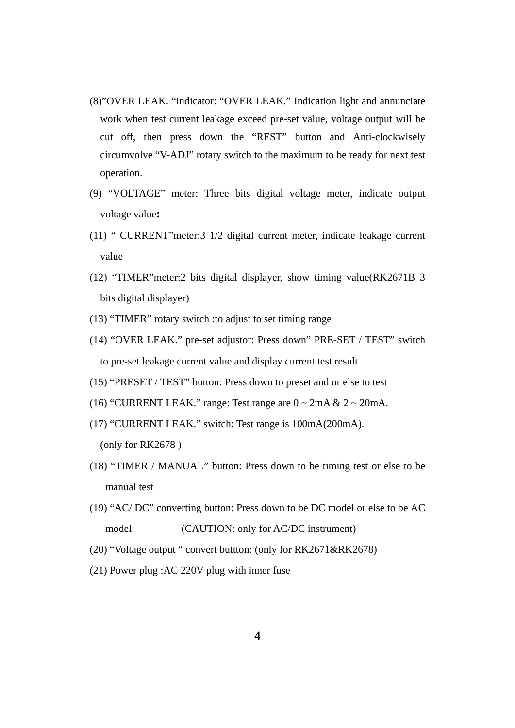(8)"OVER LEAK. "indicator: "OVER LEAK." Indication light and annunciate work when test current leakage exceed pre-set value, voltage output will be cut off, then press down the "REST" button and Anti-clockwisely circumvolve "V-ADJ" rotary switch to the maximum to be ready for next test operation.

(9) "VOLTAGE" meter: Three bits digital voltage meter, indicate output voltage value**:**

(11) " CURRENT"meter:3 1/2 digital current meter, indicate leakage current value

(12) "TIMER"meter:2 bits digital displayer, show timing value(RK2671B 3 bits digital displayer)

(13) "TIMER" rotary switch :to adjust to set timing range

(14) "OVER LEAK." pre-set adjustor: Press down" PRE-SET / TEST" switch to pre-set leakage current value and display current test result

(15) "PRESET / TEST" button: Press down to preset and or else to test

(16) "CURRENT LEAK." range: Test range are 0 ~ 2mA & 2 ~ 20mA.

(17) "CURRENT LEAK." switch: Test range is 100mA(200mA).
(only for RK2678 )

(18) "TIMER / MANUAL" button: Press down to be timing test or else to be manual test

(19) "AC/ DC" converting button: Press down to be DC model or else to be AC model. (CAUTION: only for AC/DC instrument)

(20) "Voltage output " convert buttton: (only for RK2671&RK2678)

(21) Power plug :AC 220V plug with inner fuse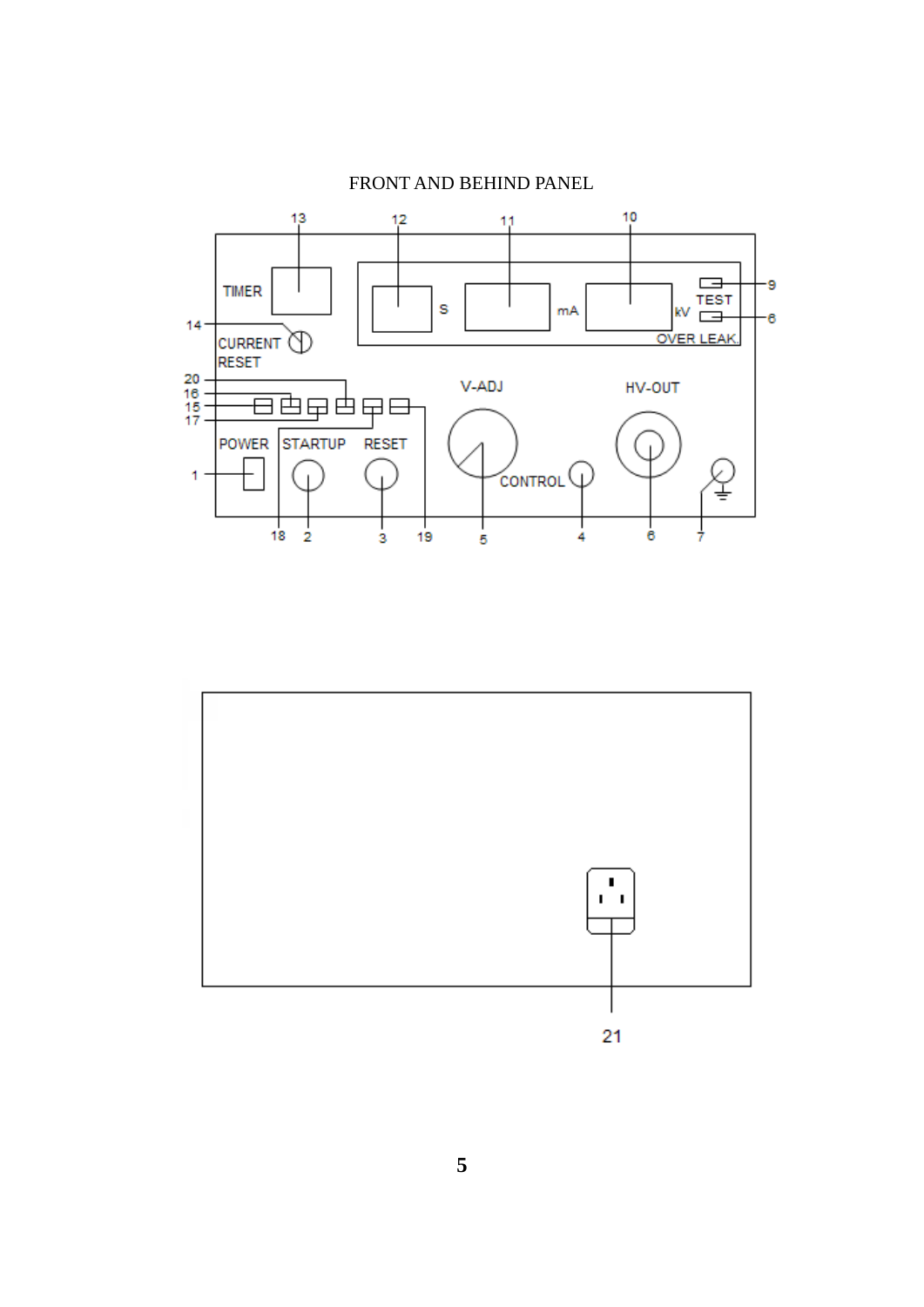FRONT AND BEHIND PANEL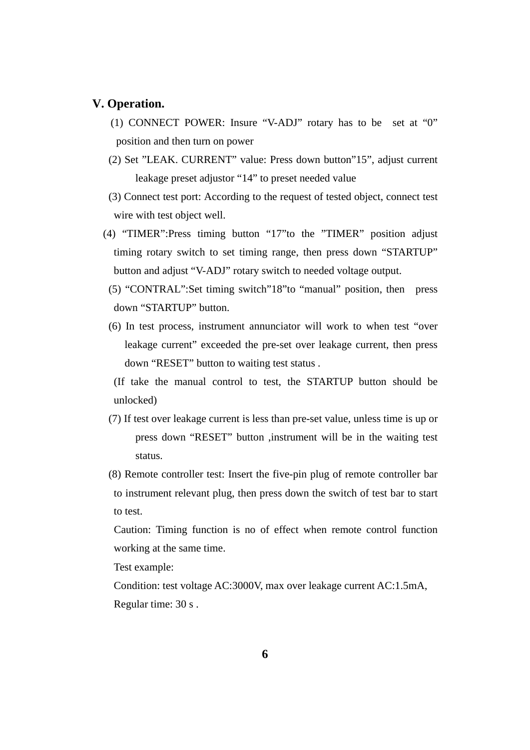## V. Operation.

(1) CONNECT POWER: Insure “V-ADJ” rotary has to be set at “0” position and then turn on power

(2) Set ”LEAK. CURRENT” value: Press down button”15”, adjust current leakage preset adjustor “14” to preset needed value

(3) Connect test port: According to the request of tested object, connect test wire with test object well.

(4) “TIMER”:Press timing button “17”to the ”TIMER” position adjust timing rotary switch to set timing range, then press down “STARTUP” button and adjust “V-ADJ” rotary switch to needed voltage output.

(5) “CONTRAL”:Set timing switch”18”to “manual” position, then press down “STARTUP” button.

(6) In test process, instrument annunciator will work to when test “over leakage current” exceeded the pre-set over leakage current, then press down “RESET” button to waiting test status .

(If take the manual control to test, the STARTUP button should be unlocked)

(7) If test over leakage current is less than pre-set value, unless time is up or press down “RESET” button ,instrument will be in the waiting test status.

(8) Remote controller test: Insert the five-pin plug of remote controller bar to instrument relevant plug, then press down the switch of test bar to start to test.

Caution: Timing function is no of effect when remote control function working at the same time.

Test example:

Condition: test voltage AC:3000V, max over leakage current AC:1.5mA, Regular time: 30 s .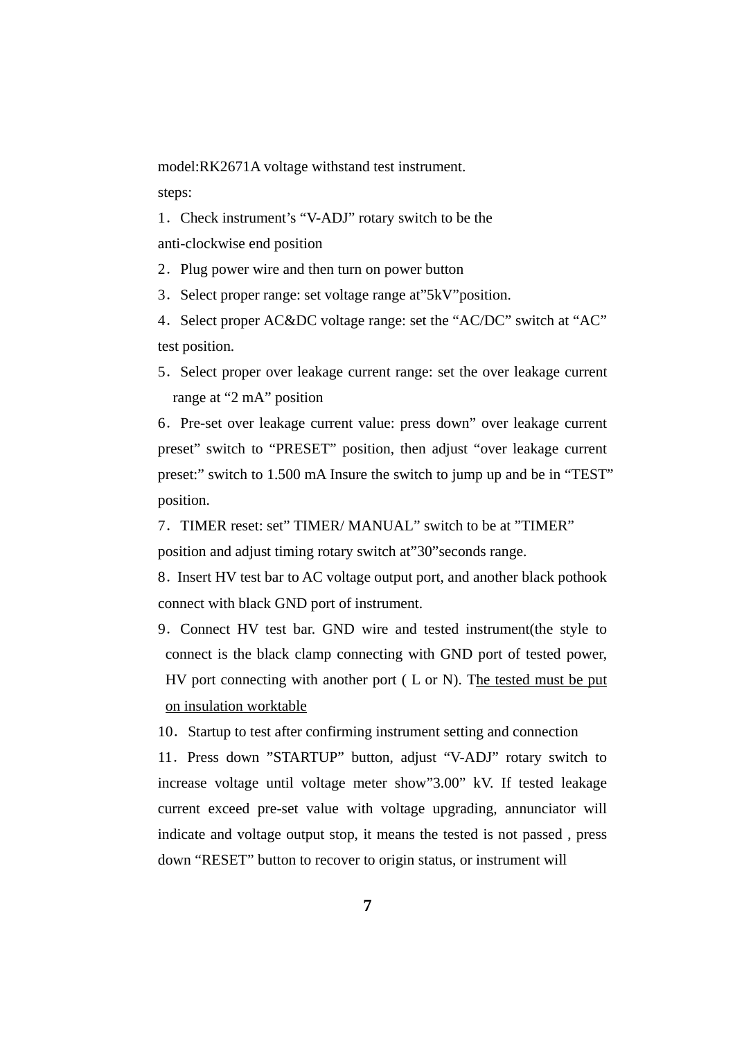model:RK2671A voltage withstand test instrument.

steps:

1．Check instrument's "V-ADJ" rotary switch to be the anti-clockwise end position

2．Plug power wire and then turn on power button

3．Select proper range: set voltage range at"5kV"position.

4．Select proper AC&DC voltage range: set the "AC/DC" switch at "AC" test position.

5．Select proper over leakage current range: set the over leakage current range at "2 mA" position

6．Pre-set over leakage current value: press down" over leakage current preset" switch to "PRESET" position, then adjust "over leakage current preset:" switch to 1.500 mA Insure the switch to jump up and be in "TEST" position.

7．TIMER reset: set" TIMER/ MANUAL" switch to be at "TIMER" position and adjust timing rotary switch at"30"seconds range.

8．Insert HV test bar to AC voltage output port, and another black pothook connect with black GND port of instrument.

9．Connect HV test bar. GND wire and tested instrument(the style to connect is the black clamp connecting with GND port of tested power, HV port connecting with another port ( L or N). T<u>he tested must be put on insulation worktable</u>

10．Startup to test after confirming instrument setting and connection

11．Press down "STARTUP" button, adjust "V-ADJ" rotary switch to increase voltage until voltage meter show"3.00" kV. If tested leakage current exceed pre-set value with voltage upgrading, annunciator will indicate and voltage output stop, it means the tested is not passed , press down "RESET" button to recover to origin status, or instrument will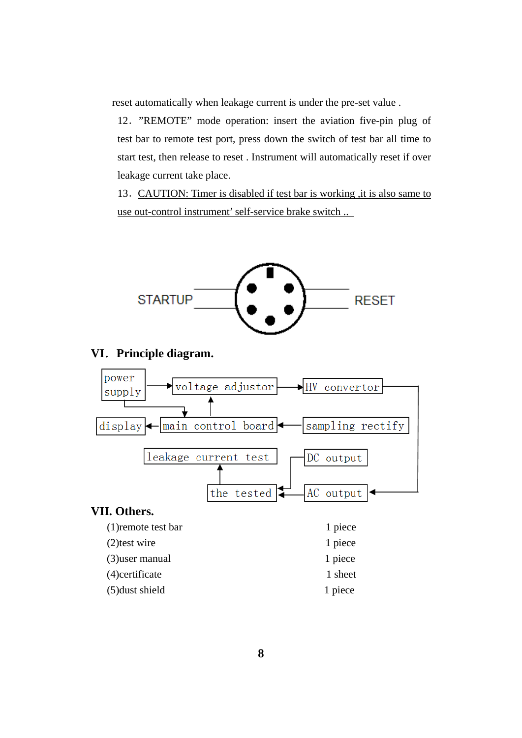reset automatically when leakage current is under the pre-set value .

12．”REMOTE” mode operation: insert the aviation five-pin plug of test bar to remote test port, press down the switch of test bar all time to start test, then release to reset . Instrument will automatically reset if over leakage current take place.

13．CAUTION: Timer is disabled if test bar is working ,it is also same to use out-control instrument’ self-service brake switch ..

STARTUP RESET

## VI．Principle diagram.

power supply → voltage adjustor → HV convertor

display ← main control board ← sampling rectify

leakage current test

DC output

the tested ← AC output

## VII. Others.

| | |
|---|---|
| (1)remote test bar | 1 piece |
| (2)test wire | 1 piece |
| (3)user manual | 1 piece |
| (4)certificate | 1 sheet |
| (5)dust shield | 1 piece |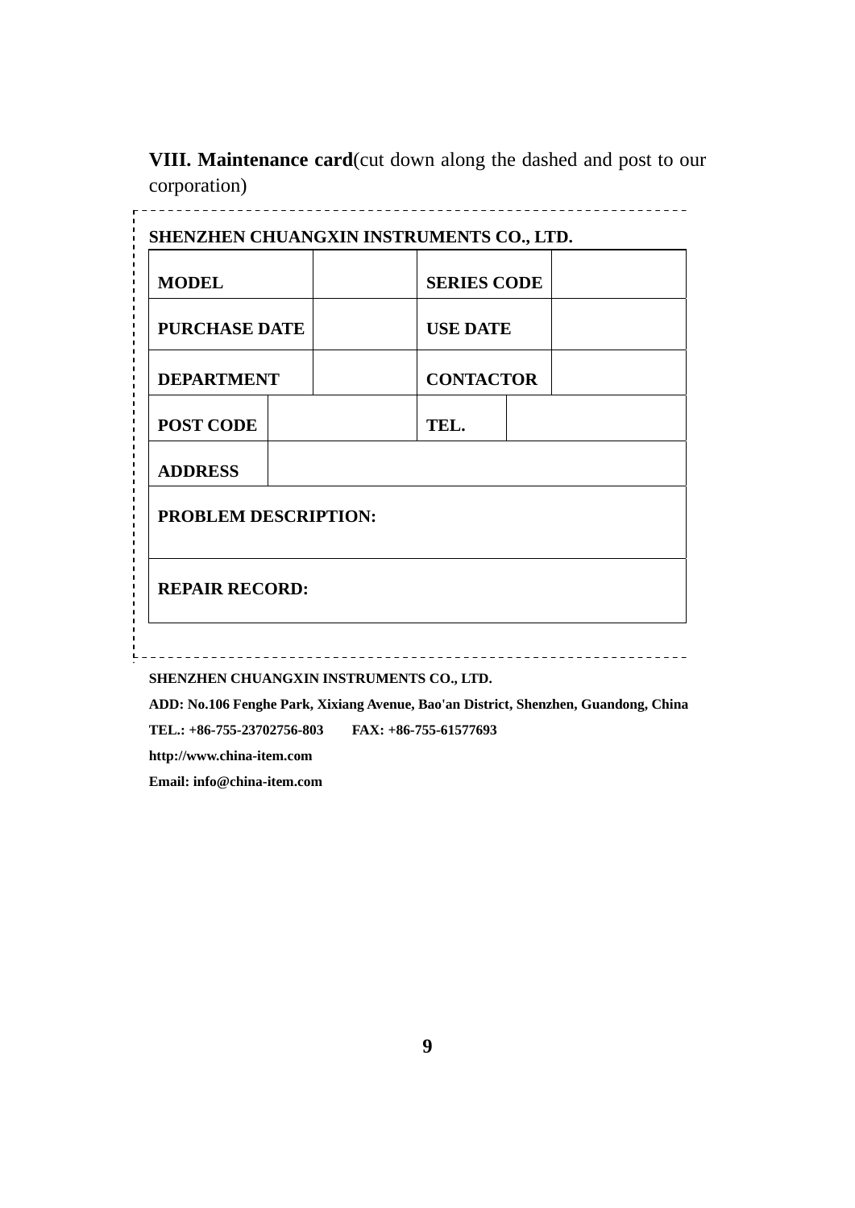**VIII. Maintenance card**(cut down along the dashed and post to our corporation)

**SHENZHEN CHUANGXIN INSTRUMENTS CO., LTD.**

| | | | |
|---|---|---|---|
| **MODEL** | | **SERIES CODE** | |
| **PURCHASE DATE** | | **USE DATE** | |
| **DEPARTMENT** | | **CONTACTOR** | |
| **POST CODE** | | **TEL.** | |
| **ADDRESS** | | | |
| **PROBLEM DESCRIPTION:** | | | |
| **REPAIR RECORD:** | | | |

**SHENZHEN CHUANGXIN INSTRUMENTS CO., LTD.**

**ADD: No.106 Fenghe Park, Xixiang Avenue, Bao'an District, Shenzhen, Guandong, China**

**TEL.: +86-755-23702756-803 FAX: +86-755-61577693**

**http://www.china-item.com**

**Email: info@china-item.com**